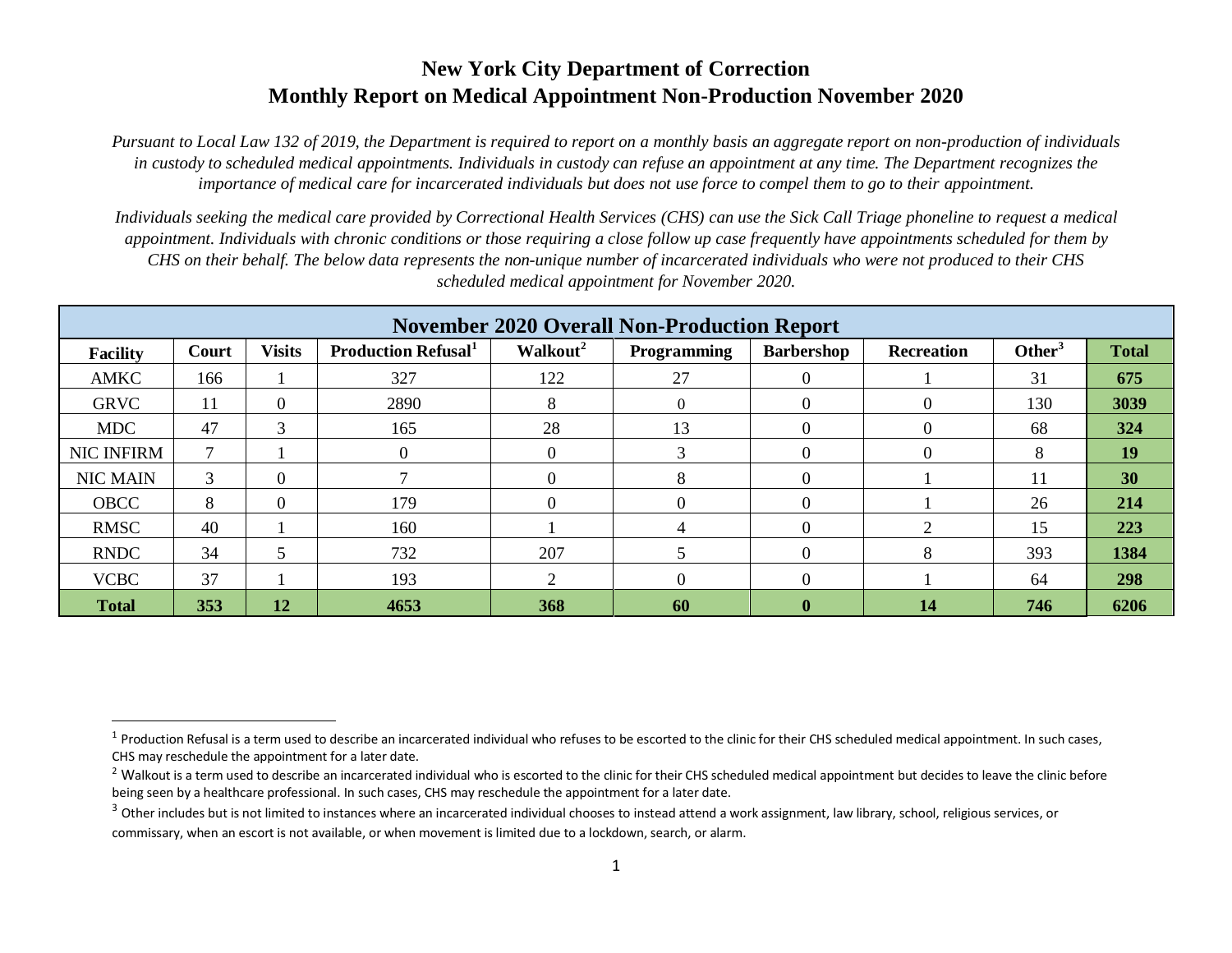# New York City Department of Correction
# Monthly Report on Medical Appointment Non-Production November 2020

*Pursuant to Local Law 132 of 2019, the Department is required to report on a monthly basis an aggregate report on non-production of individuals in custody to scheduled medical appointments. Individuals in custody can refuse an appointment at any time. The Department recognizes the importance of medical care for incarcerated individuals but does not use force to compel them to go to their appointment.*

*Individuals seeking the medical care provided by Correctional Health Services (CHS) can use the Sick Call Triage phoneline to request a medical appointment. Individuals with chronic conditions or those requiring a close follow up case frequently have appointments scheduled for them by CHS on their behalf. The below data represents the non-unique number of incarcerated individuals who were not produced to their CHS scheduled medical appointment for November 2020.*

| November 2020 Overall Non-Production Report | | | | | | | | | |
|---|---|---|---|---|---|---|---|---|---|
| **Facility** | **Court** | **Visits** | **Production Refusal[1]** | **Walkout[2]** | **Programming** | **Barbershop** | **Recreation** | **Other[3]** | **Total** |
| AMKC | 166 | 1 | 327 | 122 | 27 | 0 | 1 | 31 | **675** |
| GRVC | 11 | 0 | 2890 | 8 | 0 | 0 | 0 | 130 | **3039** |
| MDC | 47 | 3 | 165 | 28 | 13 | 0 | 0 | 68 | **324** |
| NIC INFIRM | 7 | 1 | 0 | 0 | 3 | 0 | 0 | 8 | **19** |
| NIC MAIN | 3 | 0 | 7 | 0 | 8 | 0 | 1 | 11 | **30** |
| OBCC | 8 | 0 | 179 | 0 | 0 | 0 | 1 | 26 | **214** |
| RMSC | 40 | 1 | 160 | 1 | 4 | 0 | 2 | 15 | **223** |
| RNDC | 34 | 5 | 732 | 207 | 5 | 0 | 8 | 393 | **1384** |
| VCBC | 37 | 1 | 193 | 2 | 0 | 0 | 1 | 64 | **298** |
| **Total** | **353** | **12** | **4653** | **368** | **60** | **0** | **14** | **746** | **6206** |

[1] Production Refusal is a term used to describe an incarcerated individual who refuses to be escorted to the clinic for their CHS scheduled medical appointment. In such cases, CHS may reschedule the appointment for a later date.

[2] Walkout is a term used to describe an incarcerated individual who is escorted to the clinic for their CHS scheduled medical appointment but decides to leave the clinic before being seen by a healthcare professional. In such cases, CHS may reschedule the appointment for a later date.

[3] Other includes but is not limited to instances where an incarcerated individual chooses to instead attend a work assignment, law library, school, religious services, or commissary, when an escort is not available, or when movement is limited due to a lockdown, search, or alarm.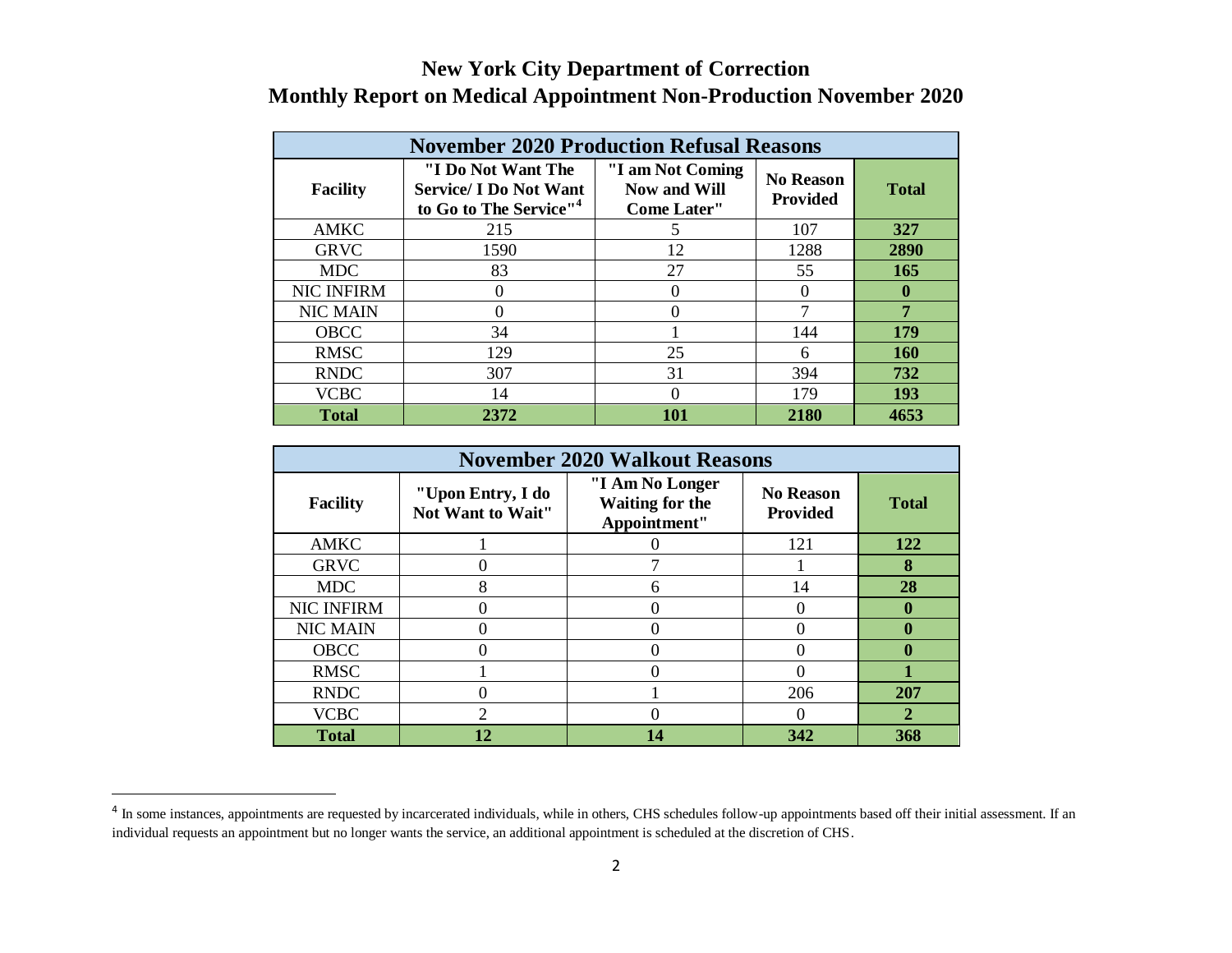# New York City Department of Correction
## Monthly Report on Medical Appointment Non-Production November 2020

| November 2020 Production Refusal Reasons | | | | |
|---|---|---|---|---|
| **Facility** | **"I Do Not Want The Service/ I Do Not Want to Go to The Service"[4]** | **"I am Not Coming Now and Will Come Later"** | **No Reason Provided** | **Total** |
| AMKC | 215 | 5 | 107 | **327** |
| GRVC | 1590 | 12 | 1288 | **2890** |
| MDC | 83 | 27 | 55 | **165** |
| NIC INFIRM | 0 | 0 | 0 | **0** |
| NIC MAIN | 0 | 0 | 7 | **7** |
| OBCC | 34 | 1 | 144 | **179** |
| RMSC | 129 | 25 | 6 | **160** |
| RNDC | 307 | 31 | 394 | **732** |
| VCBC | 14 | 0 | 179 | **193** |
| **Total** | **2372** | **101** | **2180** | **4653** |

| November 2020 Walkout Reasons | | | | |
|---|---|---|---|---|
| **Facility** | **"Upon Entry, I do Not Want to Wait"** | **"I Am No Longer Waiting for the Appointment"** | **No Reason Provided** | **Total** |
| AMKC | 1 | 0 | 121 | **122** |
| GRVC | 0 | 7 | 1 | **8** |
| MDC | 8 | 6 | 14 | **28** |
| NIC INFIRM | 0 | 0 | 0 | **0** |
| NIC MAIN | 0 | 0 | 0 | **0** |
| OBCC | 0 | 0 | 0 | **0** |
| RMSC | 1 | 0 | 0 | **1** |
| RNDC | 0 | 1 | 206 | **207** |
| VCBC | 2 | 0 | 0 | **2** |
| **Total** | **12** | **14** | **342** | **368** |

[4] In some instances, appointments are requested by incarcerated individuals, while in others, CHS schedules follow-up appointments based off their initial assessment. If an individual requests an appointment but no longer wants the service, an additional appointment is scheduled at the discretion of CHS.